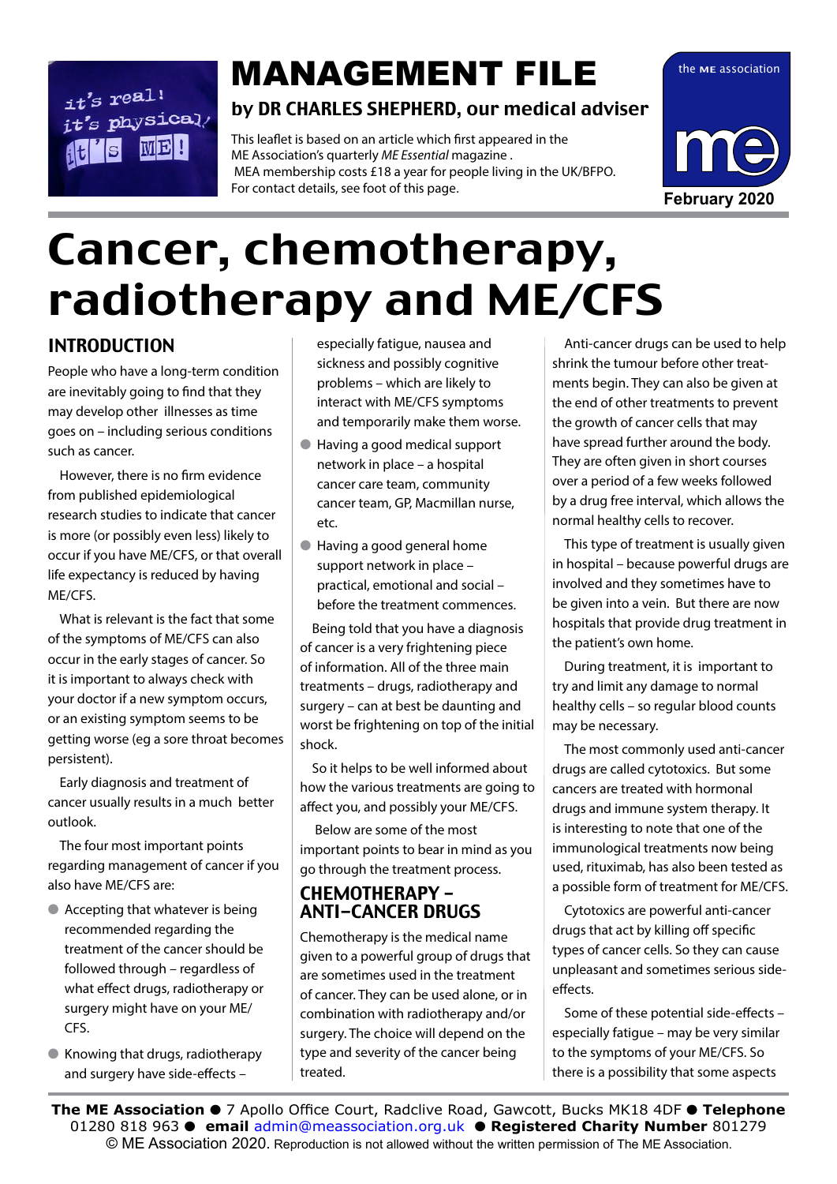# MANAGEMENT FILE

**by DR CHARLES SHEPHERD, our medical adviser**

This leaflet is based on an article which first appeared in the ME Association's quarterly *ME Essential* magazine .
MEA membership costs £18 a year for people living in the UK/BFPO.
For contact details, see foot of this page.

**February 2020**

# Cancer, chemotherapy, radiotherapy and ME/CFS

## INTRODUCTION

People who have a long-term condition are inevitably going to find that they may develop other illnesses as time goes on – including serious conditions such as cancer.

However, there is no firm evidence from published epidemiological research studies to indicate that cancer is more (or possibly even less) likely to occur if you have ME/CFS, or that overall life expectancy is reduced by having ME/CFS.

What is relevant is the fact that some of the symptoms of ME/CFS can also occur in the early stages of cancer. So it is important to always check with your doctor if a new symptom occurs, or an existing symptom seems to be getting worse (eg a sore throat becomes persistent).

Early diagnosis and treatment of cancer usually results in a much better outlook.

The four most important points regarding management of cancer if you also have ME/CFS are:

- Accepting that whatever is being recommended regarding the treatment of the cancer should be followed through – regardless of what effect drugs, radiotherapy or surgery might have on your ME/CFS.
- Knowing that drugs, radiotherapy and surgery have side-effects – especially fatigue, nausea and sickness and possibly cognitive problems – which are likely to interact with ME/CFS symptoms and temporarily make them worse.
- Having a good medical support network in place – a hospital cancer care team, community cancer team, GP, Macmillan nurse, etc.
- Having a good general home support network in place – practical, emotional and social – before the treatment commences.

Being told that you have a diagnosis of cancer is a very frightening piece of information. All of the three main treatments – drugs, radiotherapy and surgery – can at best be daunting and worst be frightening on top of the initial shock.

So it helps to be well informed about how the various treatments are going to affect you, and possibly your ME/CFS.

Below are some of the most important points to bear in mind as you go through the treatment process.

## CHEMOTHERAPY – ANTI-CANCER DRUGS

Chemotherapy is the medical name given to a powerful group of drugs that are sometimes used in the treatment of cancer. They can be used alone, or in combination with radiotherapy and/or surgery. The choice will depend on the type and severity of the cancer being treated.

Anti-cancer drugs can be used to help shrink the tumour before other treatments begin. They can also be given at the end of other treatments to prevent the growth of cancer cells that may have spread further around the body. They are often given in short courses over a period of a few weeks followed by a drug free interval, which allows the normal healthy cells to recover.

This type of treatment is usually given in hospital – because powerful drugs are involved and they sometimes have to be given into a vein. But there are now hospitals that provide drug treatment in the patient's own home.

During treatment, it is important to try and limit any damage to normal healthy cells – so regular blood counts may be necessary.

The most commonly used anti-cancer drugs are called cytotoxics. But some cancers are treated with hormonal drugs and immune system therapy. It is interesting to note that one of the immunological treatments now being used, rituximab, has also been tested as a possible form of treatment for ME/CFS.

Cytotoxics are powerful anti-cancer drugs that act by killing off specific types of cancer cells. So they can cause unpleasant and sometimes serious side-effects.

Some of these potential side-effects – especially fatigue – may be very similar to the symptoms of your ME/CFS. So there is a possibility that some aspects

**The ME Association** ● 7 Apollo Office Court, Radclive Road, Gawcott, Bucks MK18 4DF ● **Telephone** 01280 818 963 ● **email** admin@meassociation.org.uk ● **Registered Charity Number** 801279
© ME Association 2020. Reproduction is not allowed without the written permission of The ME Association.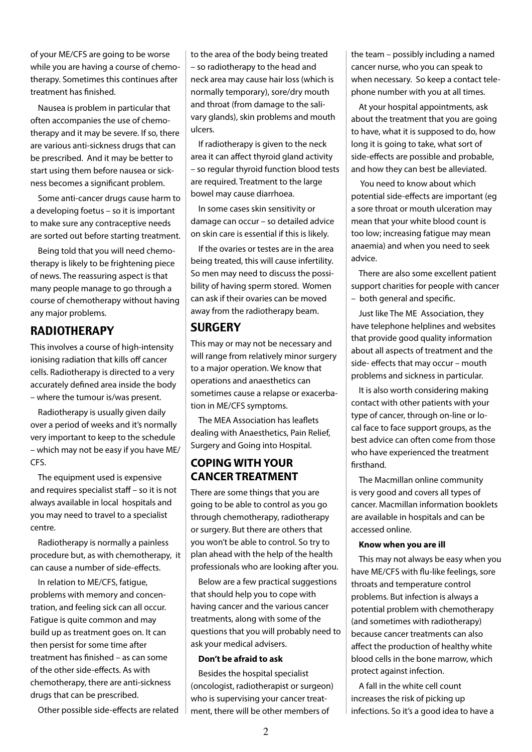of your ME/CFS are going to be worse while you are having a course of chemotherapy. Sometimes this continues after treatment has finished.

Nausea is problem in particular that often accompanies the use of chemotherapy and it may be severe. If so, there are various anti-sickness drugs that can be prescribed. And it may be better to start using them before nausea or sickness becomes a significant problem.

Some anti-cancer drugs cause harm to a developing foetus – so it is important to make sure any contraceptive needs are sorted out before starting treatment.

Being told that you will need chemotherapy is likely to be frightening piece of news. The reassuring aspect is that many people manage to go through a course of chemotherapy without having any major problems.

## RADIOTHERAPY

This involves a course of high-intensity ionising radiation that kills off cancer cells. Radiotherapy is directed to a very accurately defined area inside the body – where the tumour is/was present.

Radiotherapy is usually given daily over a period of weeks and it's normally very important to keep to the schedule – which may not be easy if you have ME/CFS.

The equipment used is expensive and requires specialist staff – so it is not always available in local hospitals and you may need to travel to a specialist centre.

Radiotherapy is normally a painless procedure but, as with chemotherapy, it can cause a number of side-effects.

In relation to ME/CFS, fatigue, problems with memory and concentration, and feeling sick can all occur. Fatigue is quite common and may build up as treatment goes on. It can then persist for some time after treatment has finished – as can some of the other side-effects. As with chemotherapy, there are anti-sickness drugs that can be prescribed.

Other possible side-effects are related to the area of the body being treated – so radiotherapy to the head and neck area may cause hair loss (which is normally temporary), sore/dry mouth and throat (from damage to the salivary glands), skin problems and mouth ulcers.

If radiotherapy is given to the neck area it can affect thyroid gland activity – so regular thyroid function blood tests are required. Treatment to the large bowel may cause diarrhoea.

In some cases skin sensitivity or damage can occur – so detailed advice on skin care is essential if this is likely.

If the ovaries or testes are in the area being treated, this will cause infertility. So men may need to discuss the possibility of having sperm stored. Women can ask if their ovaries can be moved away from the radiotherapy beam.

## SURGERY

This may or may not be necessary and will range from relatively minor surgery to a major operation. We know that operations and anaesthetics can sometimes cause a relapse or exacerbation in ME/CFS symptoms.

The MEA Association has leaflets dealing with Anaesthetics, Pain Relief, Surgery and Going into Hospital.

## COPING WITH YOUR CANCER TREATMENT

There are some things that you are going to be able to control as you go through chemotherapy, radiotherapy or surgery. But there are others that you won't be able to control. So try to plan ahead with the help of the health professionals who are looking after you.

Below are a few practical suggestions that should help you to cope with having cancer and the various cancer treatments, along with some of the questions that you will probably need to ask your medical advisers.

**Don't be afraid to ask**

Besides the hospital specialist (oncologist, radiotherapist or surgeon) who is supervising your cancer treatment, there will be other members of the team – possibly including a named cancer nurse, who you can speak to when necessary. So keep a contact telephone number with you at all times.

At your hospital appointments, ask about the treatment that you are going to have, what it is supposed to do, how long it is going to take, what sort of side-effects are possible and probable, and how they can best be alleviated.

You need to know about which potential side-effects are important (eg a sore throat or mouth ulceration may mean that your white blood count is too low; increasing fatigue may mean anaemia) and when you need to seek advice.

There are also some excellent patient support charities for people with cancer – both general and specific.

Just like The ME Association, they have telephone helplines and websites that provide good quality information about all aspects of treatment and the side- effects that may occur – mouth problems and sickness in particular.

It is also worth considering making contact with other patients with your type of cancer, through on-line or local face to face support groups, as the best advice can often come from those who have experienced the treatment firsthand.

The Macmillan online community is very good and covers all types of cancer. Macmillan information booklets are available in hospitals and can be accessed online.

**Know when you are ill**

This may not always be easy when you have ME/CFS with flu-like feelings, sore throats and temperature control problems. But infection is always a potential problem with chemotherapy (and sometimes with radiotherapy) because cancer treatments can also affect the production of healthy white blood cells in the bone marrow, which protect against infection.

A fall in the white cell count increases the risk of picking up infections. So it's a good idea to have a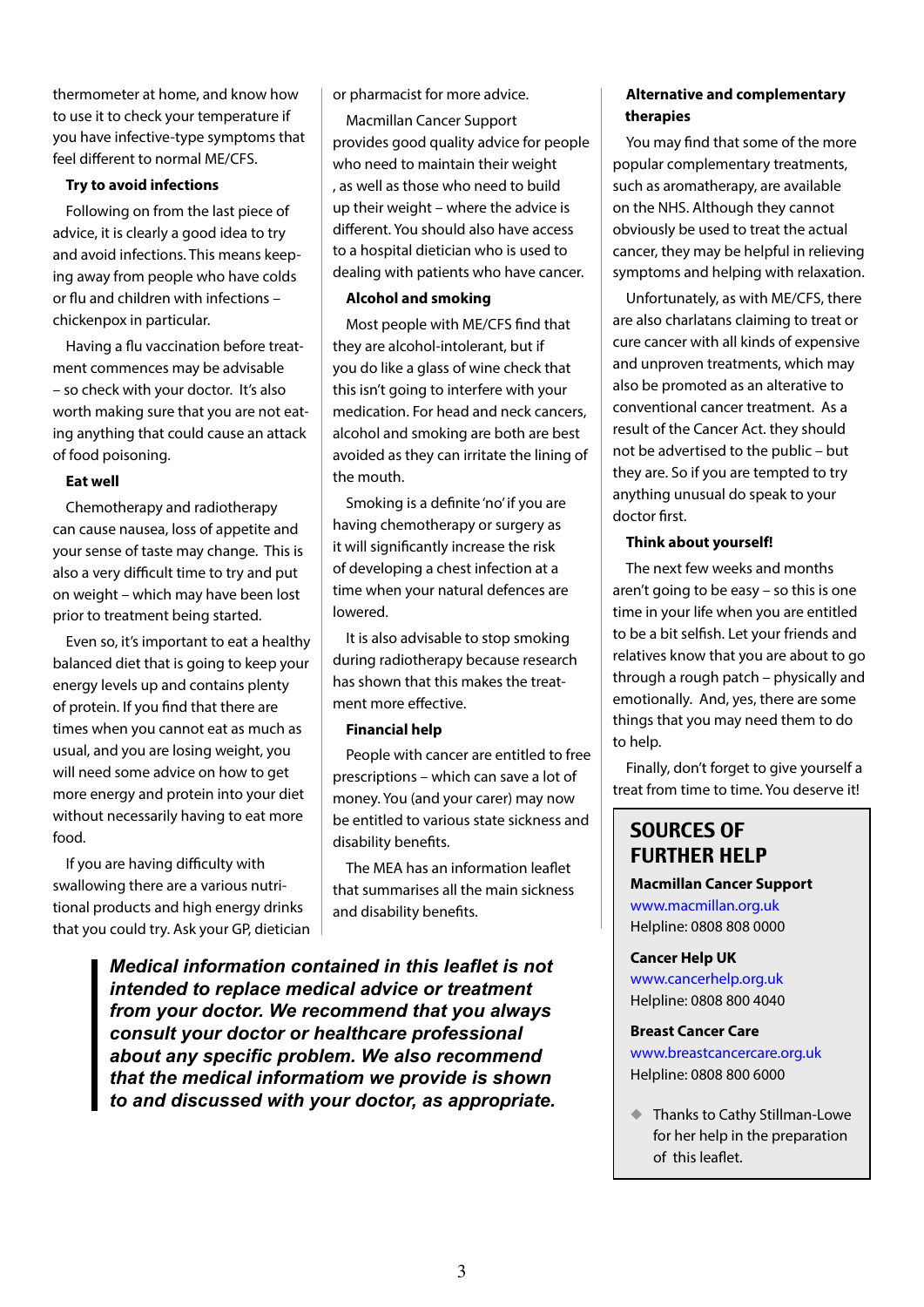thermometer at home, and know how to use it to check your temperature if you have infective-type symptoms that feel different to normal ME/CFS.

**Try to avoid infections**

Following on from the last piece of advice, it is clearly a good idea to try and avoid infections. This means keeping away from people who have colds or flu and children with infections – chickenpox in particular.

Having a flu vaccination before treatment commences may be advisable – so check with your doctor. It's also worth making sure that you are not eating anything that could cause an attack of food poisoning.

**Eat well**

Chemotherapy and radiotherapy can cause nausea, loss of appetite and your sense of taste may change. This is also a very difficult time to try and put on weight – which may have been lost prior to treatment being started.

Even so, it's important to eat a healthy balanced diet that is going to keep your energy levels up and contains plenty of protein. If you find that there are times when you cannot eat as much as usual, and you are losing weight, you will need some advice on how to get more energy and protein into your diet without necessarily having to eat more food.

If you are having difficulty with swallowing there are a various nutritional products and high energy drinks that you could try. Ask your GP, dietician or pharmacist for more advice.

Macmillan Cancer Support provides good quality advice for people who need to maintain their weight , as well as those who need to build up their weight – where the advice is different. You should also have access to a hospital dietician who is used to dealing with patients who have cancer.

**Alcohol and smoking**

Most people with ME/CFS find that they are alcohol-intolerant, but if you do like a glass of wine check that this isn't going to interfere with your medication. For head and neck cancers, alcohol and smoking are both are best avoided as they can irritate the lining of the mouth.

Smoking is a definite 'no' if you are having chemotherapy or surgery as it will significantly increase the risk of developing a chest infection at a time when your natural defences are lowered.

It is also advisable to stop smoking during radiotherapy because research has shown that this makes the treatment more effective.

**Financial help**

People with cancer are entitled to free prescriptions – which can save a lot of money. You (and your carer) may now be entitled to various state sickness and disability benefits.

The MEA has an information leaflet that summarises all the main sickness and disability benefits.

**Alternative and complementary therapies**

You may find that some of the more popular complementary treatments, such as aromatherapy, are available on the NHS. Although they cannot obviously be used to treat the actual cancer, they may be helpful in relieving symptoms and helping with relaxation.

Unfortunately, as with ME/CFS, there are also charlatans claiming to treat or cure cancer with all kinds of expensive and unproven treatments, which may also be promoted as an alterative to conventional cancer treatment. As a result of the Cancer Act. they should not be advertised to the public – but they are. So if you are tempted to try anything unusual do speak to your doctor first.

**Think about yourself!**

The next few weeks and months aren't going to be easy – so this is one time in your life when you are entitled to be a bit selfish. Let your friends and relatives know that you are about to go through a rough patch – physically and emotionally. And, yes, there are some things that you may need them to do to help.

Finally, don't forget to give yourself a treat from time to time. You deserve it!

***Medical information contained in this leaflet is not intended to replace medical advice or treatment from your doctor. We recommend that you always consult your doctor or healthcare professional about any specific problem. We also recommend that the medical information we provide is shown to and discussed with your doctor, as appropriate.***

## SOURCES OF FURTHER HELP

**Macmillan Cancer Support**
www.macmillan.org.uk
Helpline: 0808 808 0000

**Cancer Help UK**
www.cancerhelp.org.uk
Helpline: 0808 800 4040

**Breast Cancer Care**
www.breastcancercare.org.uk
Helpline: 0808 800 6000

- Thanks to Cathy Stillman-Lowe for her help in the preparation of this leaflet.